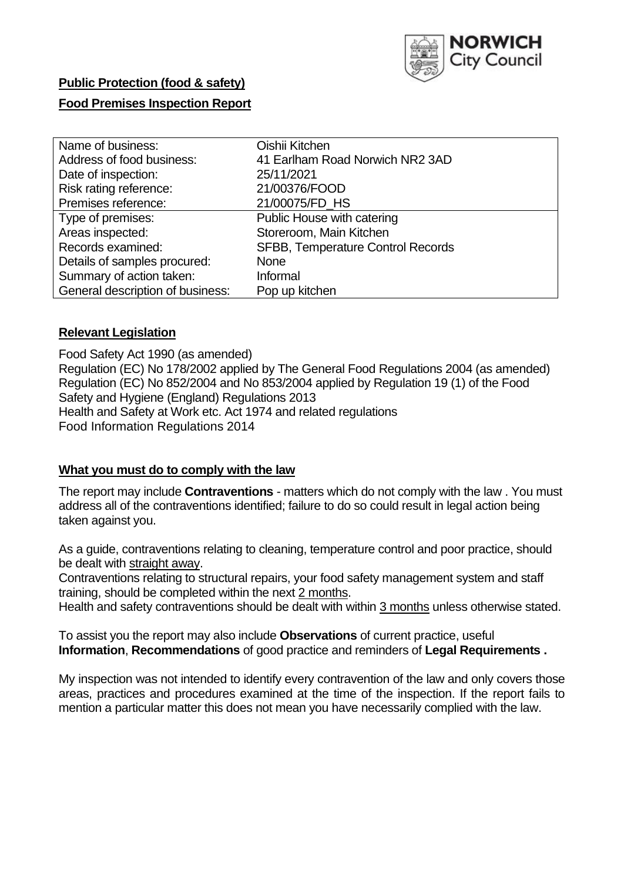**Public Protection (food & safety)**

**Food Premises Inspection Report**

| | |
|---|---|
| Name of business: | Oishii Kitchen |
| Address of food business: | 41 Earlham Road Norwich NR2 3AD |
| Date of inspection: | 25/11/2021 |
| Risk rating reference: | 21/00376/FOOD |
| Premises reference: | 21/00075/FD_HS |
| Type of premises: | Public House with catering |
| Areas inspected: | Storeroom, Main Kitchen |
| Records examined: | SFBB, Temperature Control Records |
| Details of samples procured: | None |
| Summary of action taken: | Informal |
| General description of business: | Pop up kitchen |

## **Relevant Legislation**

Food Safety Act 1990 (as amended)
Regulation (EC) No 178/2002 applied by The General Food Regulations 2004 (as amended)
Regulation (EC) No 852/2004 and No 853/2004 applied by Regulation 19 (1) of the Food Safety and Hygiene (England) Regulations 2013
Health and Safety at Work etc. Act 1974 and related regulations
Food Information Regulations 2014

## **What you must do to comply with the law**

The report may include **Contraventions** - matters which do not comply with the law . You must address all of the contraventions identified; failure to do so could result in legal action being taken against you.

As a guide, contraventions relating to cleaning, temperature control and poor practice, should be dealt with straight away.

Contraventions relating to structural repairs, your food safety management system and staff training, should be completed within the next 2 months.

Health and safety contraventions should be dealt with within 3 months unless otherwise stated.

To assist you the report may also include **Observations** of current practice, useful **Information**, **Recommendations** of good practice and reminders of **Legal Requirements .**

My inspection was not intended to identify every contravention of the law and only covers those areas, practices and procedures examined at the time of the inspection. If the report fails to mention a particular matter this does not mean you have necessarily complied with the law.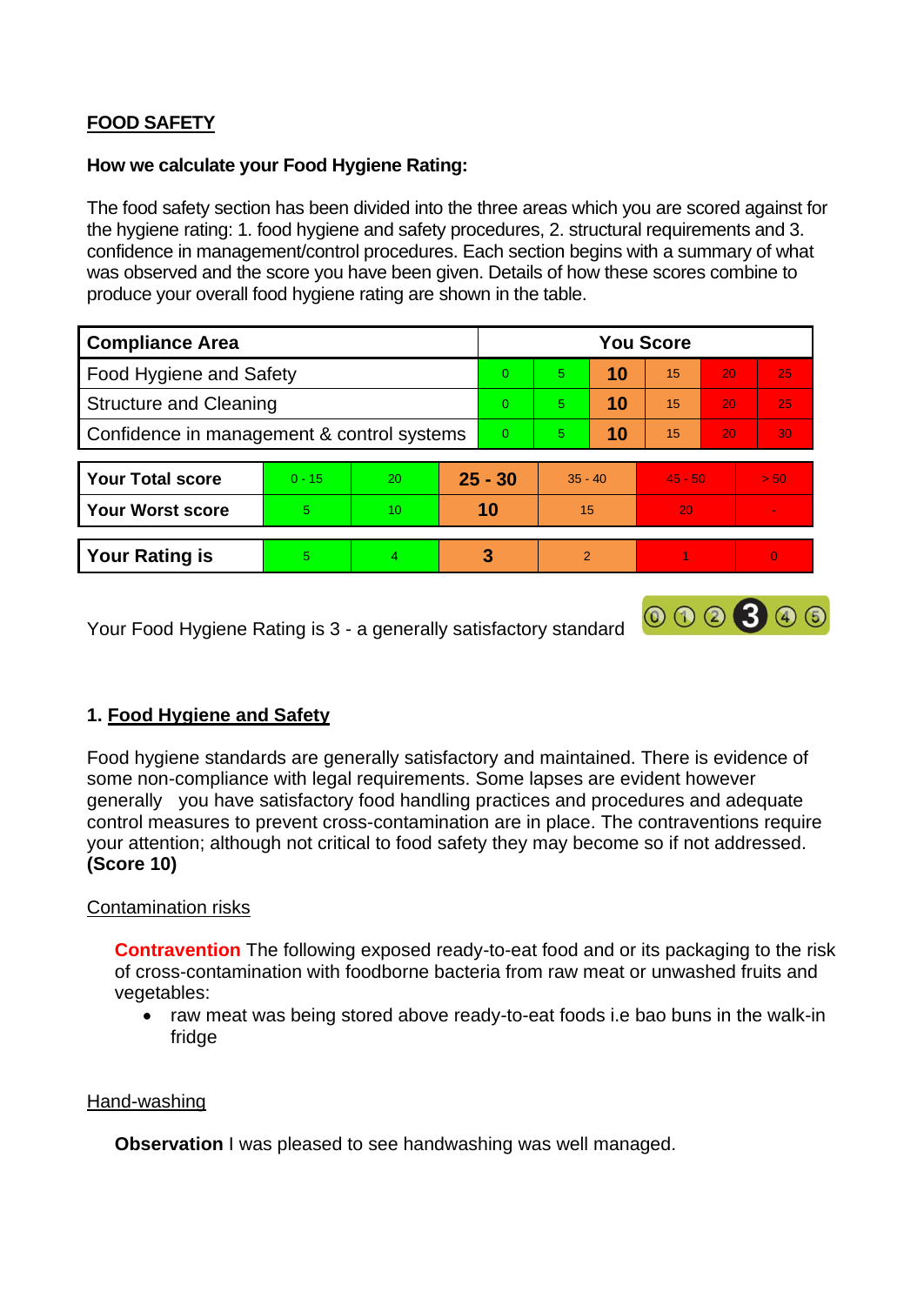## FOOD SAFETY

**How we calculate your Food Hygiene Rating:**

The food safety section has been divided into the three areas which you are scored against for the hygiene rating: 1. food hygiene and safety procedures, 2. structural requirements and 3. confidence in management/control procedures. Each section begins with a summary of what was observed and the score you have been given. Details of how these scores combine to produce your overall food hygiene rating are shown in the table.

| Compliance Area | You Score | | | | | |
|---|---|---|---|---|---|---|
| Food Hygiene and Safety | 0 | 5 | **10** | 15 | 20 | 25 |
| Structure and Cleaning | 0 | 5 | **10** | 15 | 20 | 25 |
| Confidence in management & control systems | 0 | 5 | **10** | 15 | 20 | 30 |

| | | | | | | |
|---|---|---|---|---|---|---|
| **Your Total score** | 0 - 15 | 20 | **25 - 30** | 35 - 40 | 45 - 50 | > 50 |
| **Your Worst score** | 5 | 10 | **10** | 15 | 20 | - |
| **Your Rating is** | 5 | 4 | **3** | 2 | 1 | 0 |

Your Food Hygiene Rating is 3 - a generally satisfactory standard

### 1. Food Hygiene and Safety

Food hygiene standards are generally satisfactory and maintained. There is evidence of some non-compliance with legal requirements. Some lapses are evident however generally you have satisfactory food handling practices and procedures and adequate control measures to prevent cross-contamination are in place. The contraventions require your attention; although not critical to food safety they may become so if not addressed. **(Score 10)**

Contamination risks

**Contravention** The following exposed ready-to-eat food and or its packaging to the risk of cross-contamination with foodborne bacteria from raw meat or unwashed fruits and vegetables:

- raw meat was being stored above ready-to-eat foods i.e bao buns in the walk-in fridge

Hand-washing

**Observation** I was pleased to see handwashing was well managed.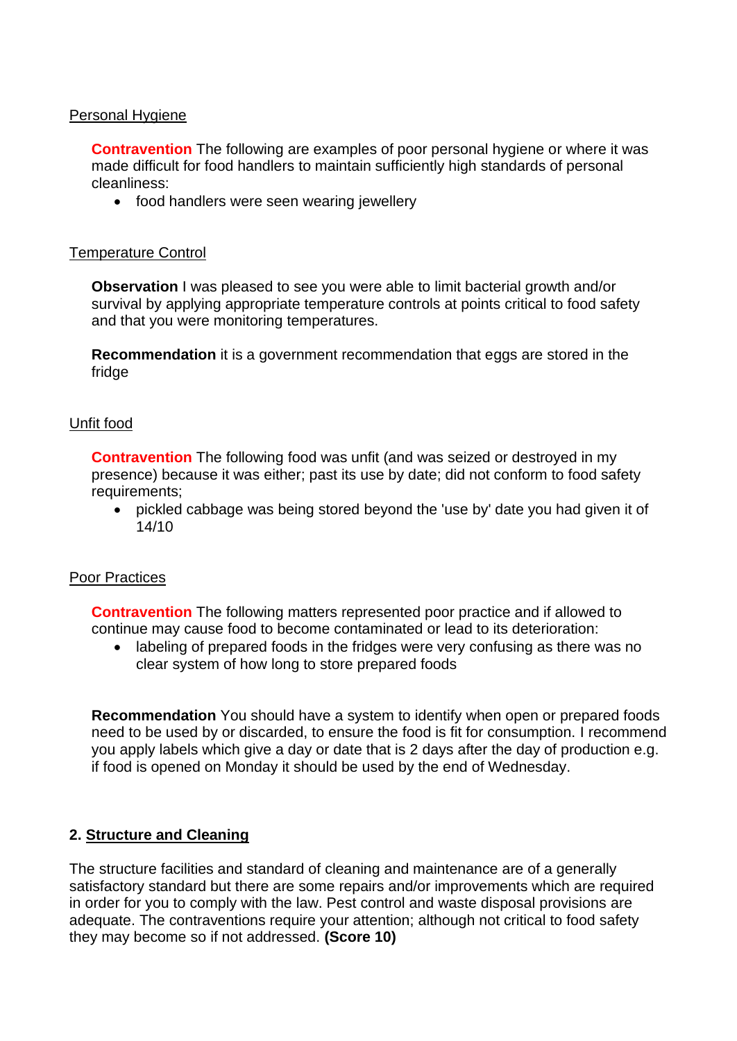Personal Hygiene

**Contravention** The following are examples of poor personal hygiene or where it was made difficult for food handlers to maintain sufficiently high standards of personal cleanliness:

- food handlers were seen wearing jewellery

Temperature Control

**Observation** I was pleased to see you were able to limit bacterial growth and/or survival by applying appropriate temperature controls at points critical to food safety and that you were monitoring temperatures.

**Recommendation** it is a government recommendation that eggs are stored in the fridge

Unfit food

**Contravention** The following food was unfit (and was seized or destroyed in my presence) because it was either; past its use by date; did not conform to food safety requirements;

- pickled cabbage was being stored beyond the 'use by' date you had given it of 14/10

Poor Practices

**Contravention** The following matters represented poor practice and if allowed to continue may cause food to become contaminated or lead to its deterioration:

- labeling of prepared foods in the fridges were very confusing as there was no clear system of how long to store prepared foods

**Recommendation** You should have a system to identify when open or prepared foods need to be used by or discarded, to ensure the food is fit for consumption. I recommend you apply labels which give a day or date that is 2 days after the day of production e.g. if food is opened on Monday it should be used by the end of Wednesday.

## 2. Structure and Cleaning

The structure facilities and standard of cleaning and maintenance are of a generally satisfactory standard but there are some repairs and/or improvements which are required in order for you to comply with the law. Pest control and waste disposal provisions are adequate. The contraventions require your attention; although not critical to food safety they may become so if not addressed. **(Score 10)**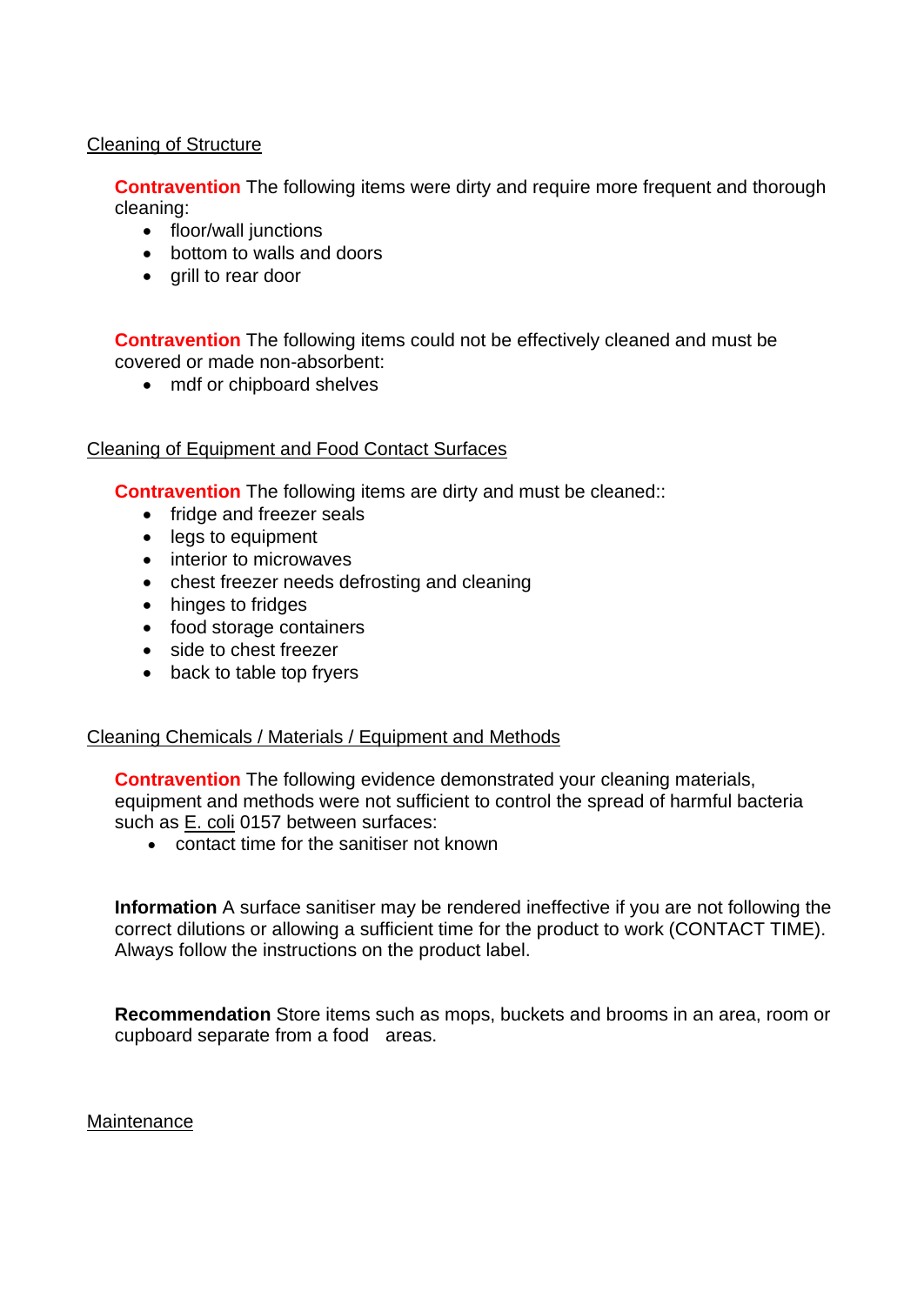## Cleaning of Structure

**Contravention** The following items were dirty and require more frequent and thorough cleaning:

- floor/wall junctions
- bottom to walls and doors
- grill to rear door

**Contravention** The following items could not be effectively cleaned and must be covered or made non-absorbent:

- mdf or chipboard shelves

## Cleaning of Equipment and Food Contact Surfaces

**Contravention** The following items are dirty and must be cleaned::

- fridge and freezer seals
- legs to equipment
- interior to microwaves
- chest freezer needs defrosting and cleaning
- hinges to fridges
- food storage containers
- side to chest freezer
- back to table top fryers

## Cleaning Chemicals / Materials / Equipment and Methods

**Contravention** The following evidence demonstrated your cleaning materials, equipment and methods were not sufficient to control the spread of harmful bacteria such as E. coli 0157 between surfaces:

- contact time for the sanitiser not known

**Information** A surface sanitiser may be rendered ineffective if you are not following the correct dilutions or allowing a sufficient time for the product to work (CONTACT TIME). Always follow the instructions on the product label.

**Recommendation** Store items such as mops, buckets and brooms in an area, room or cupboard separate from a food areas.

## Maintenance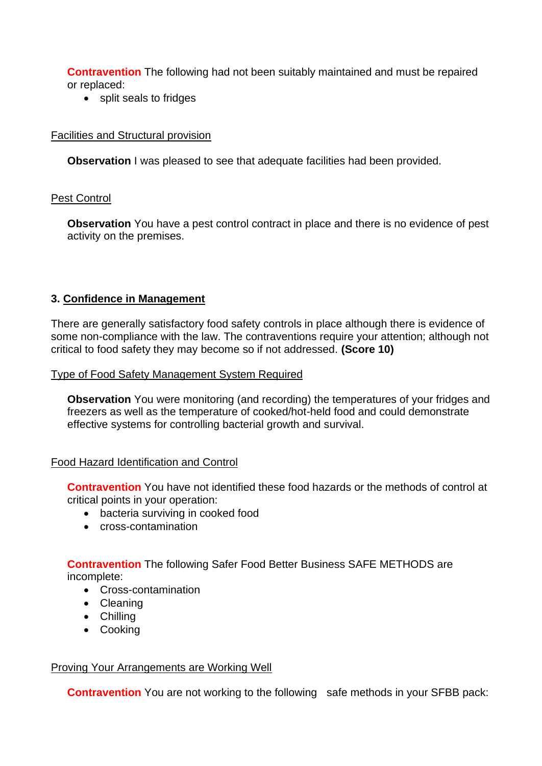**Contravention** The following had not been suitably maintained and must be repaired or replaced:

- split seals to fridges

Facilities and Structural provision

**Observation** I was pleased to see that adequate facilities had been provided.

Pest Control

**Observation** You have a pest control contract in place and there is no evidence of pest activity on the premises.

### 3. Confidence in Management

There are generally satisfactory food safety controls in place although there is evidence of some non-compliance with the law. The contraventions require your attention; although not critical to food safety they may become so if not addressed. **(Score 10)**

Type of Food Safety Management System Required

**Observation** You were monitoring (and recording) the temperatures of your fridges and freezers as well as the temperature of cooked/hot-held food and could demonstrate effective systems for controlling bacterial growth and survival.

Food Hazard Identification and Control

**Contravention** You have not identified these food hazards or the methods of control at critical points in your operation:

- bacteria surviving in cooked food
- cross-contamination

**Contravention** The following Safer Food Better Business SAFE METHODS are incomplete:

- Cross-contamination
- Cleaning
- Chilling
- Cooking

Proving Your Arrangements are Working Well

**Contravention** You are not working to the following safe methods in your SFBB pack: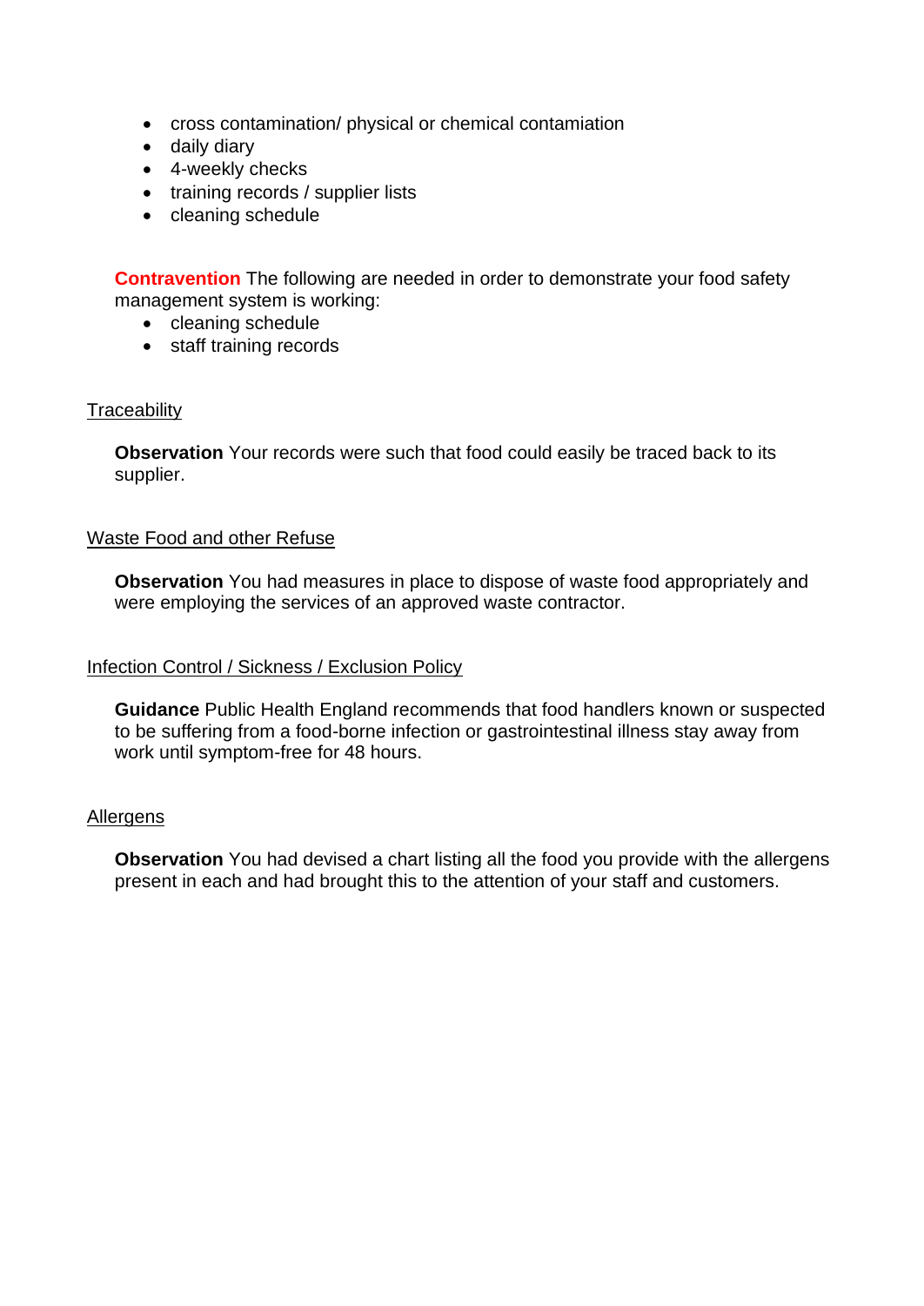- cross contamination/ physical or chemical contamiation
- daily diary
- 4-weekly checks
- training records / supplier lists
- cleaning schedule

**Contravention** The following are needed in order to demonstrate your food safety management system is working:

- cleaning schedule
- staff training records

Traceability

**Observation** Your records were such that food could easily be traced back to its supplier.

Waste Food and other Refuse

**Observation** You had measures in place to dispose of waste food appropriately and were employing the services of an approved waste contractor.

Infection Control / Sickness / Exclusion Policy

**Guidance** Public Health England recommends that food handlers known or suspected to be suffering from a food-borne infection or gastrointestinal illness stay away from work until symptom-free for 48 hours.

Allergens

**Observation** You had devised a chart listing all the food you provide with the allergens present in each and had brought this to the attention of your staff and customers.